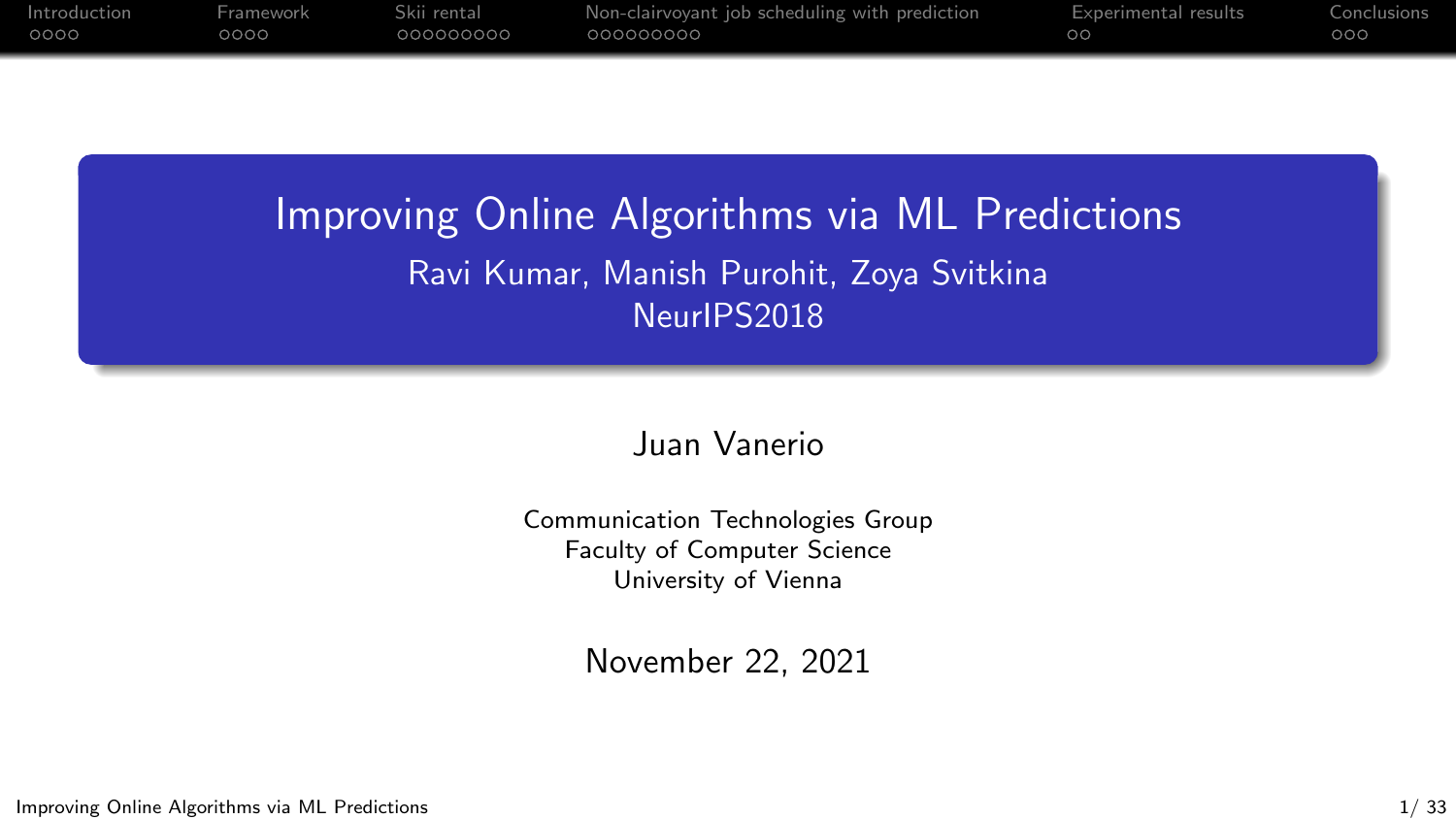# Improving Online Algorithms via ML Predictions

Ravi Kumar, Manish Purohit, Zoya Svitkina

NeurIPS2018

Juan Vanerio

Communication Technologies Group
Faculty of Computer Science
University of Vienna

November 22, 2021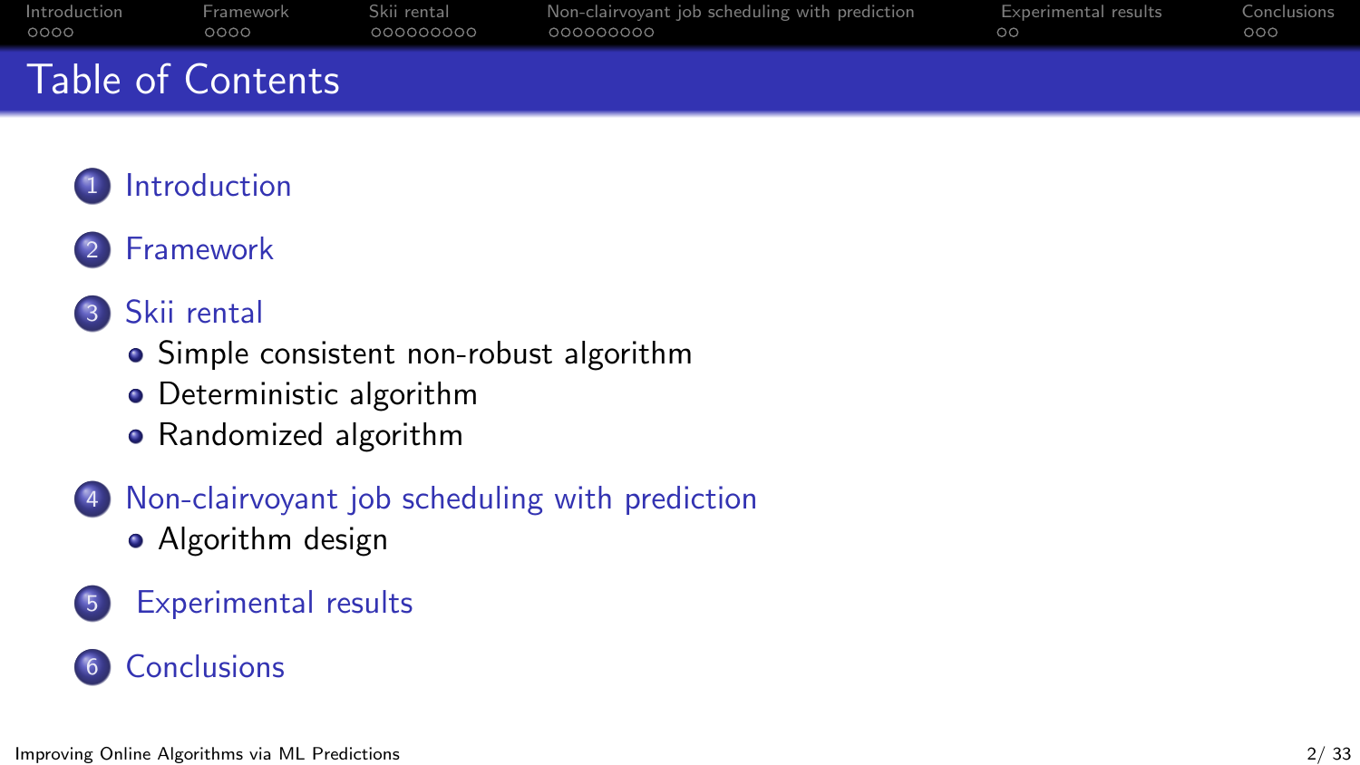# Table of Contents

1. Introduction
2. Framework
3. Skii rental
   - Simple consistent non-robust algorithm
   - Deterministic algorithm
   - Randomized algorithm
4. Non-clairvoyant job scheduling with prediction
   - Algorithm design
5. Experimental results
6. Conclusions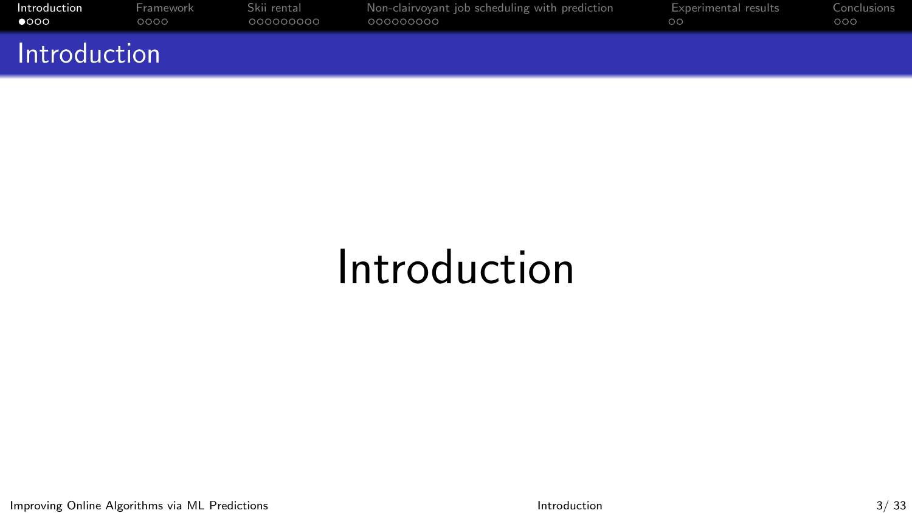# Introduction

Introduction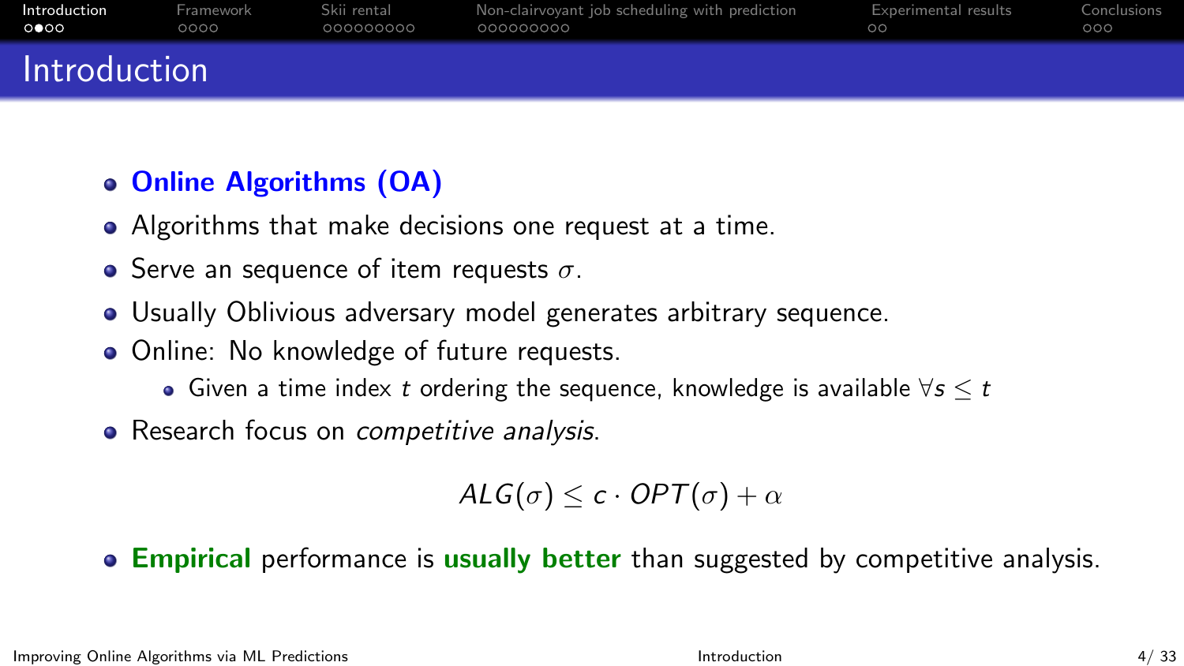# Introduction

- **Online Algorithms (OA)**
- Algorithms that make decisions one request at a time.
- Serve an sequence of item requests $\sigma$.
- Usually Oblivious adversary model generates arbitrary sequence.
- Online: No knowledge of future requests.
  - Given a time index $t$ ordering the sequence, knowledge is available $\forall s \leq t$
- Research focus on *competitive analysis*.

$$ALG(\sigma) \leq c \cdot OPT(\sigma) + \alpha$$

- **Empirical** performance is **usually better** than suggested by competitive analysis.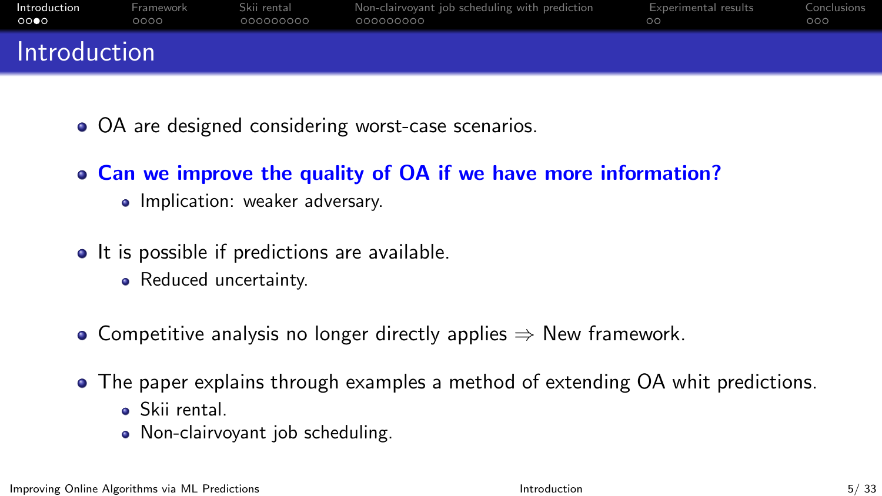# Introduction

- OA are designed considering worst-case scenarios.
- **Can we improve the quality of OA if we have more information?**
  - Implication: weaker adversary.
- It is possible if predictions are available.
  - Reduced uncertainty.
- Competitive analysis no longer directly applies $\Rightarrow$ New framework.
- The paper explains through examples a method of extending OA whit predictions.
  - Skii rental.
  - Non-clairvoyant job scheduling.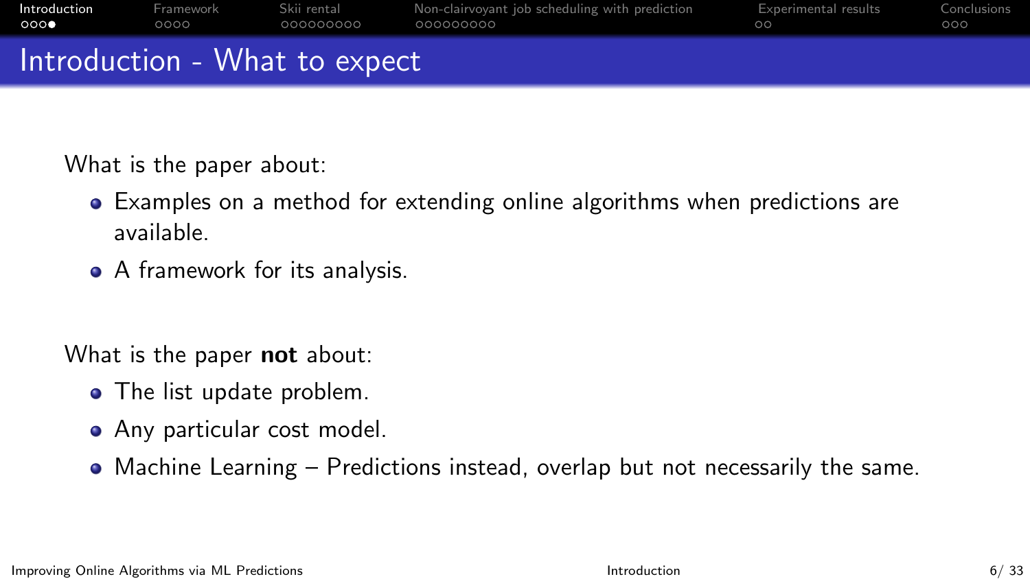# Introduction - What to expect

What is the paper about:

- Examples on a method for extending online algorithms when predictions are available.
- A framework for its analysis.

What is the paper **not** about:

- The list update problem.
- Any particular cost model.
- Machine Learning – Predictions instead, overlap but not necessarily the same.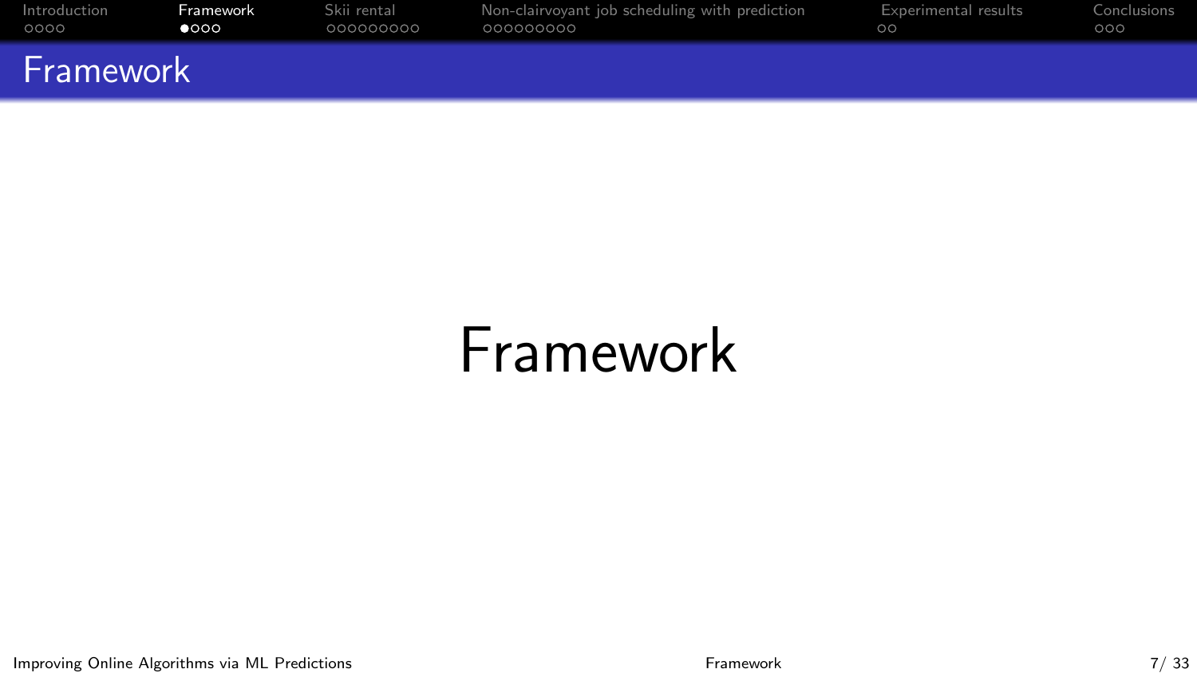# Framework

Framework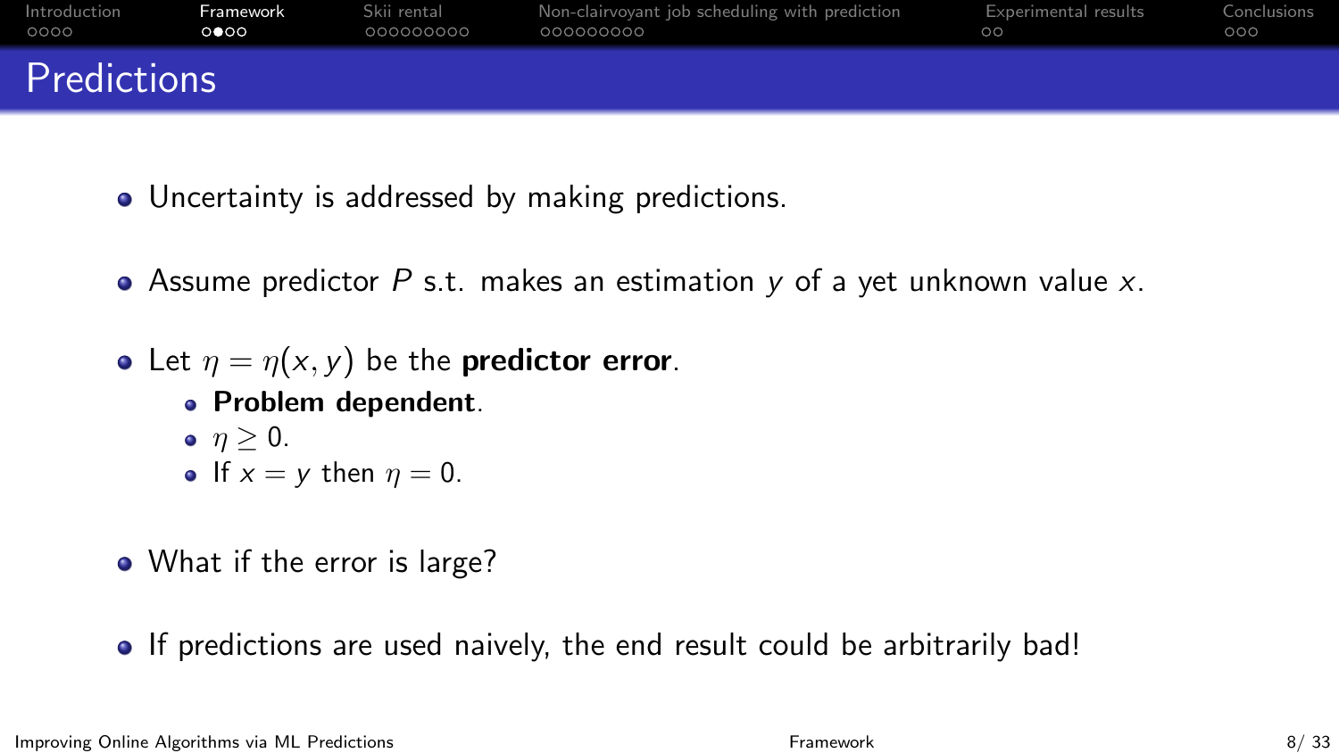# Predictions

- Uncertainty is addressed by making predictions.
- Assume predictor $P$ s.t. makes an estimation $y$ of a yet unknown value $x$.
- Let $\eta = \eta(x, y)$ be the **predictor error**.
  - **Problem dependent**.
  - $\eta \geq 0$.
  - If $x = y$ then $\eta = 0$.
- What if the error is large?
- If predictions are used naively, the end result could be arbitrarily bad!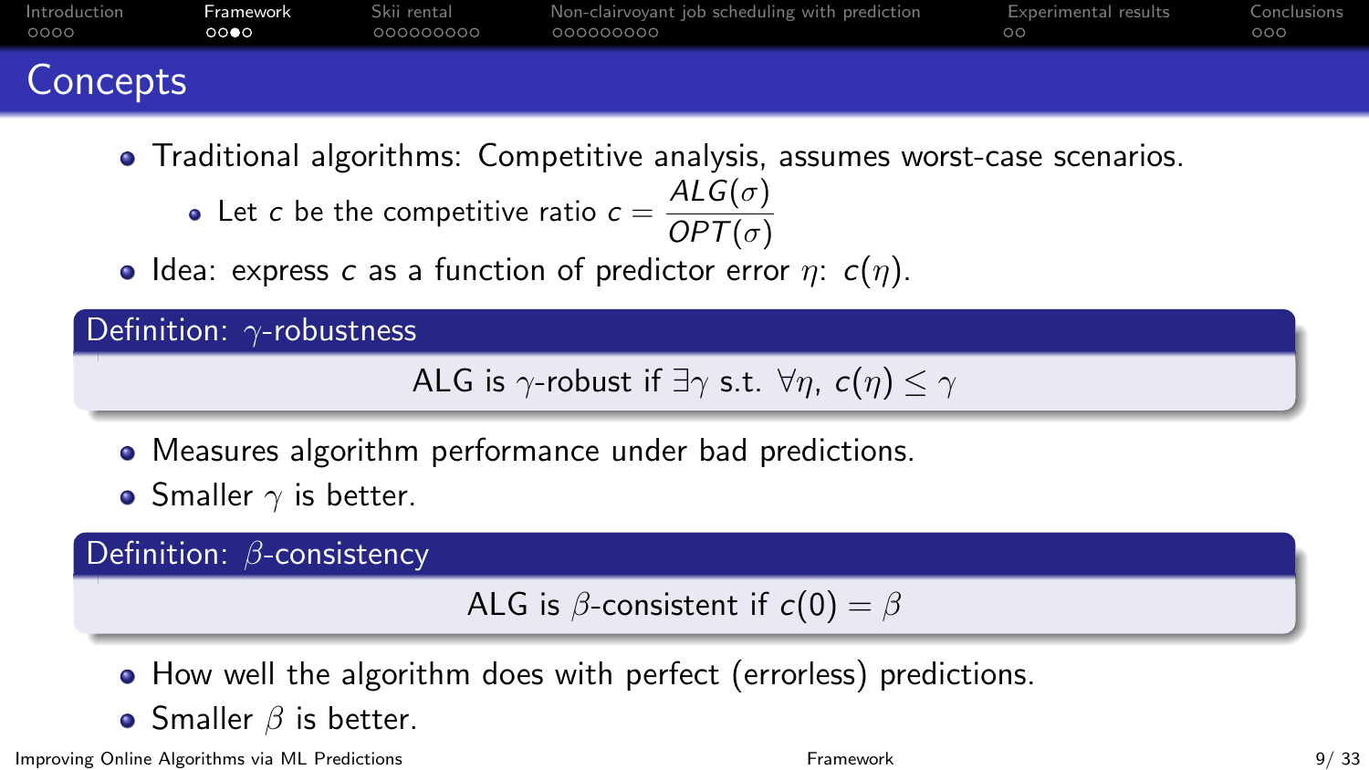# Concepts

- Traditional algorithms: Competitive analysis, assumes worst-case scenarios.
  - Let $c$ be the competitive ratio $c = \dfrac{ALG(\sigma)}{OPT(\sigma)}$
- Idea: express $c$ as a function of predictor error $\eta$: $c(\eta)$.

**Definition: $\gamma$-robustness**

ALG is $\gamma$-robust if $\exists \gamma$ s.t. $\forall \eta$, $c(\eta) \leq \gamma$

- Measures algorithm performance under bad predictions.
- Smaller $\gamma$ is better.

**Definition: $\beta$-consistency**

ALG is $\beta$-consistent if $c(0) = \beta$

- How well the algorithm does with perfect (errorless) predictions.
- Smaller $\beta$ is better.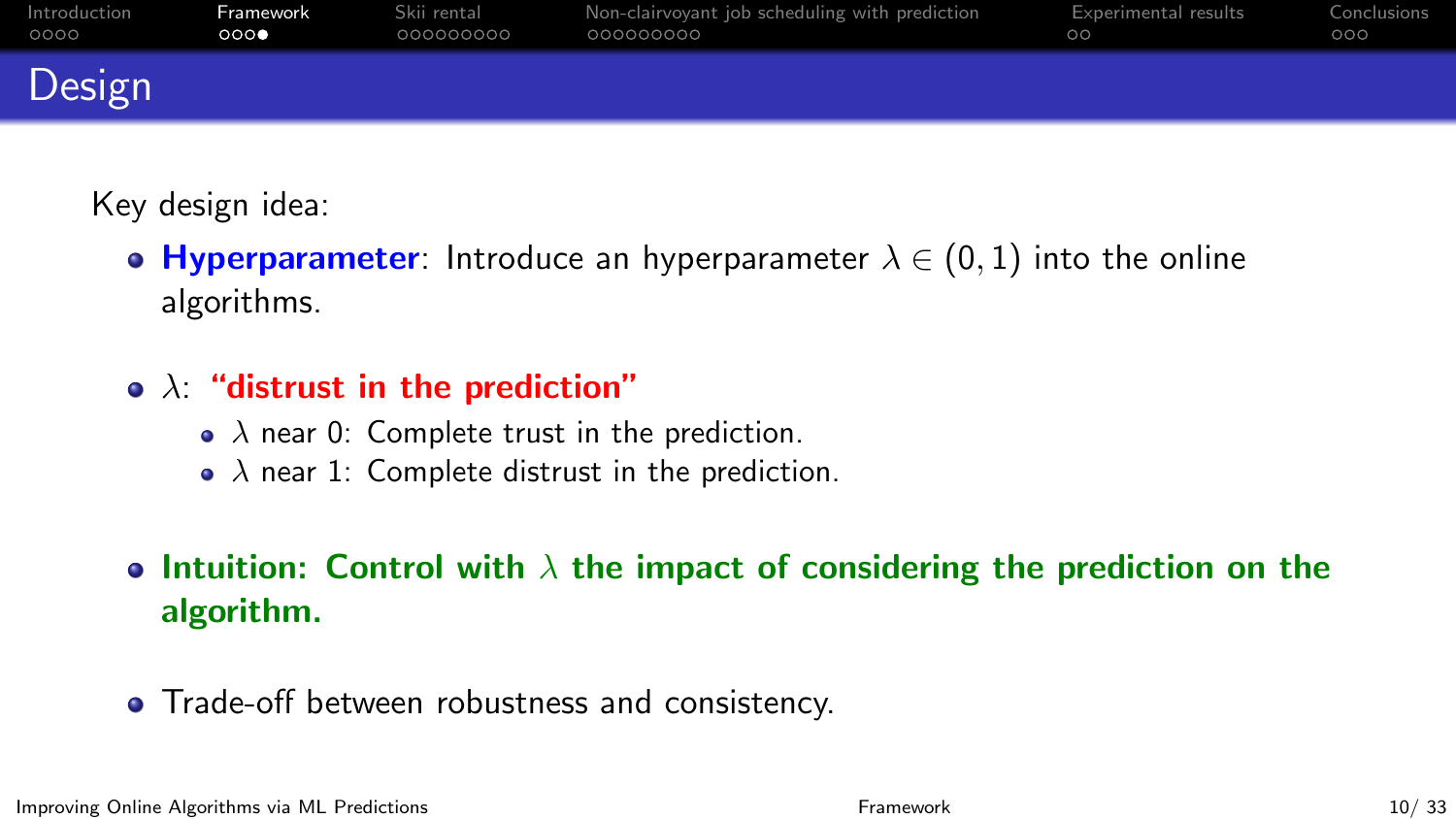# Design

Key design idea:

- **Hyperparameter**: Introduce an hyperparameter $\lambda \in (0, 1)$ into the online algorithms.
- $\lambda$: **"distrust in the prediction"**
  - $\lambda$ near 0: Complete trust in the prediction.
  - $\lambda$ near 1: Complete distrust in the prediction.
- **Intuition: Control with $\lambda$ the impact of considering the prediction on the algorithm.**
- Trade-off between robustness and consistency.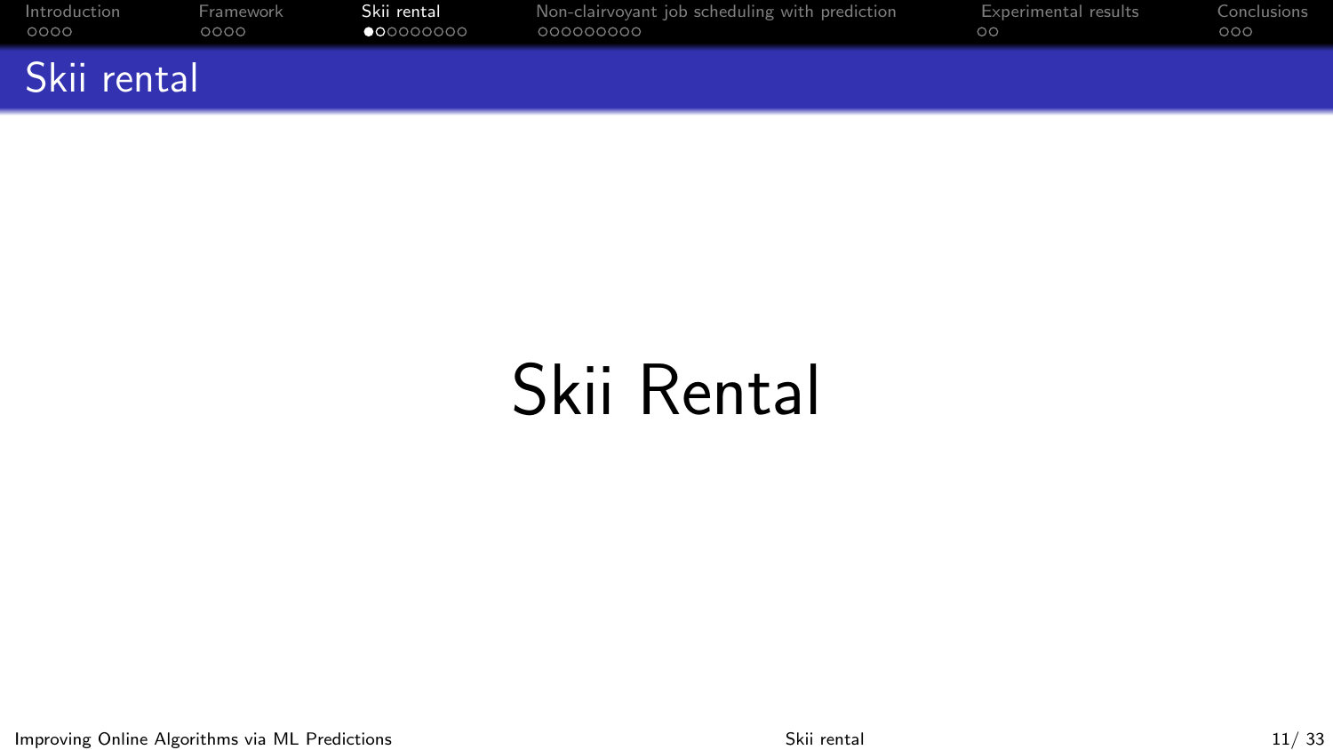# Skii rental

## Skii Rental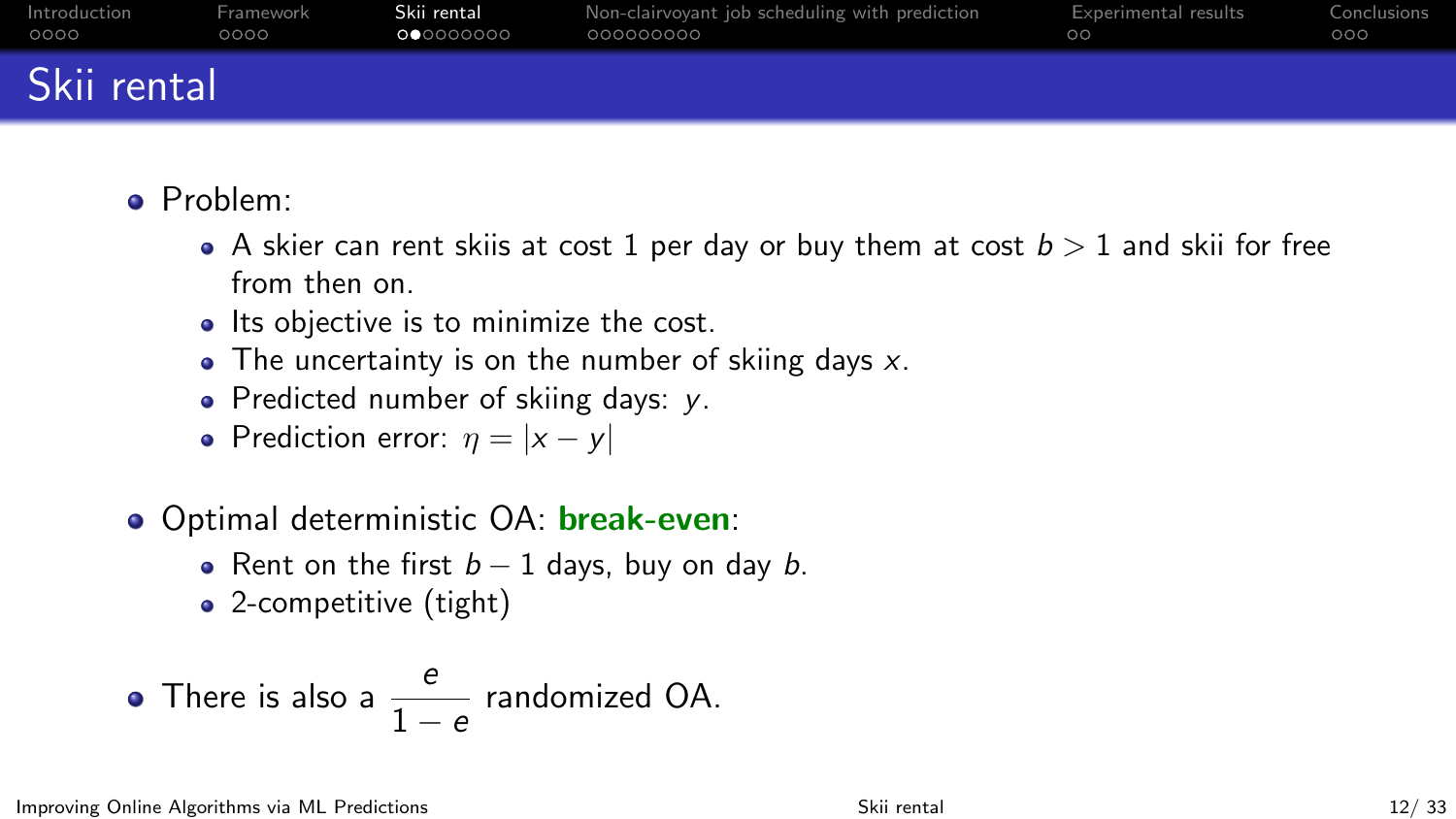# Skii rental

- Problem:
  - A skier can rent skiis at cost 1 per day or buy them at cost $b > 1$ and skii for free from then on.
  - Its objective is to minimize the cost.
  - The uncertainty is on the number of skiing days $x$.
  - Predicted number of skiing days: $y$.
  - Prediction error: $\eta = |x - y|$
- Optimal deterministic OA: **break-even**:
  - Rent on the first $b - 1$ days, buy on day $b$.
  - 2-competitive (tight)
- There is also a $\dfrac{e}{1 - e}$ randomized OA.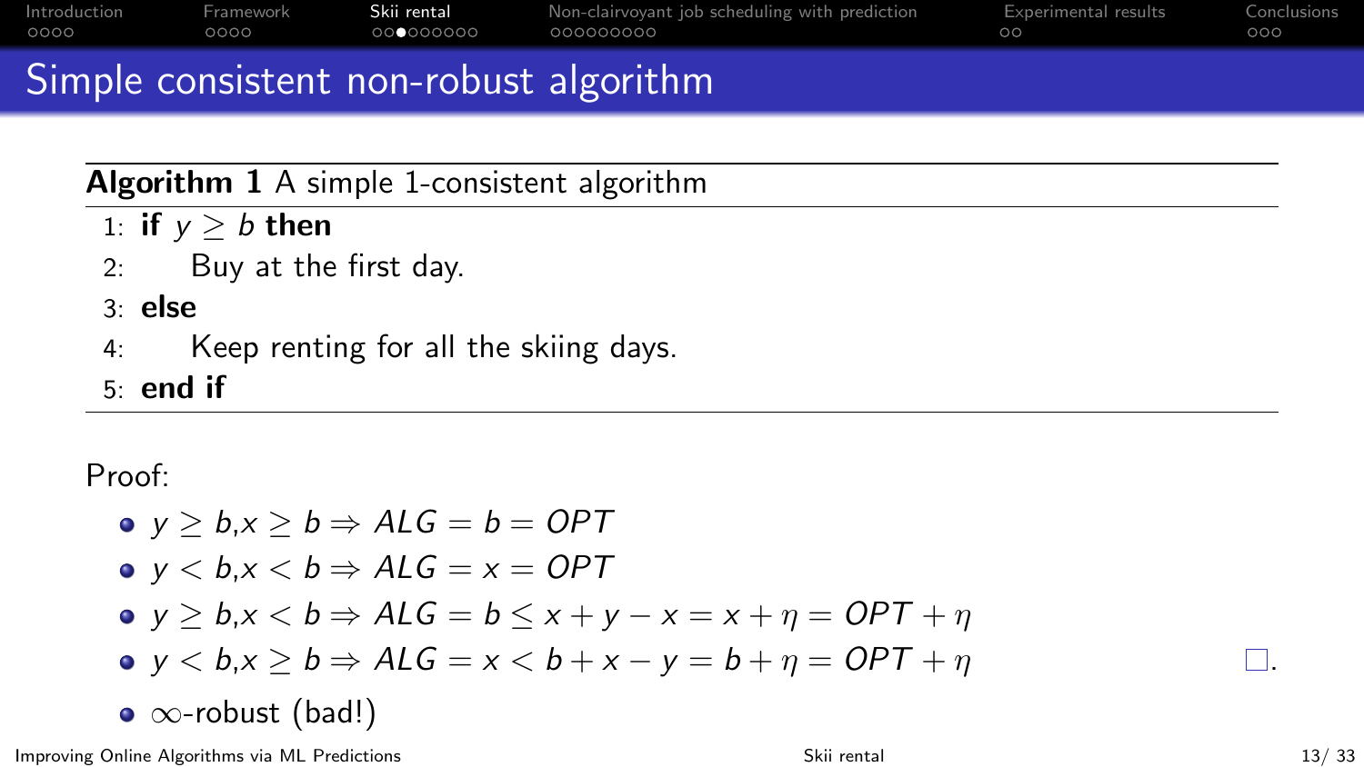# Simple consistent non-robust algorithm

**Algorithm 1** A simple 1-consistent algorithm

1: **if** $y \geq b$ **then**
2: Buy at the first day.
3: **else**
4: Keep renting for all the skiing days.
5: **end if**

Proof:

- $y \geq b, x \geq b \Rightarrow ALG = b = OPT$
- $y < b, x < b \Rightarrow ALG = x = OPT$
- $y \geq b, x < b \Rightarrow ALG = b \leq x + y - x = x + \eta = OPT + \eta$
- $y < b, x \geq b \Rightarrow ALG = x < b + x - y = b + \eta = OPT + \eta$ □.
- $\infty$-robust (bad!)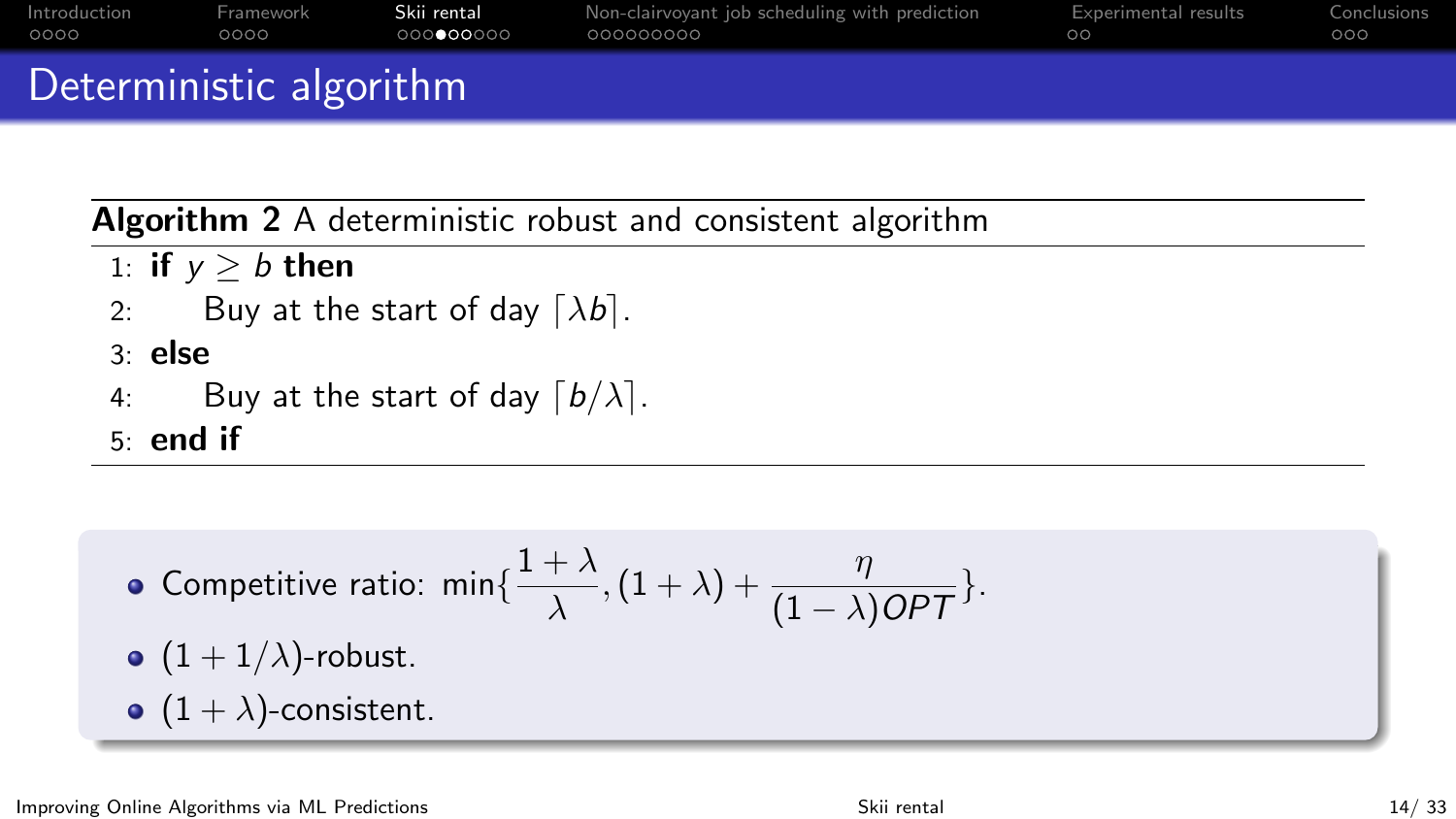# Deterministic algorithm

**Algorithm 2** A deterministic robust and consistent algorithm

```
1: if y ≥ b then
2:     Buy at the start of day ⌈λb⌉.
3: else
4:     Buy at the start of day ⌈b/λ⌉.
5: end if
```

- Competitive ratio: $\min\{\frac{1+\lambda}{\lambda}, (1+\lambda) + \frac{\eta}{(1-\lambda)OPT}\}$.
- $(1+1/\lambda)$-robust.
- $(1+\lambda)$-consistent.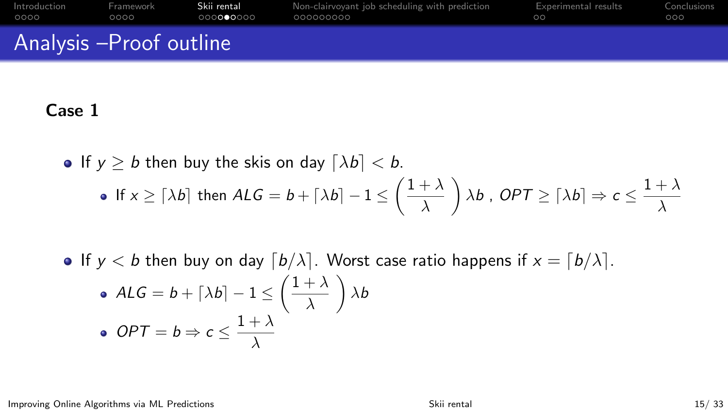# Analysis –Proof outline

**Case 1**

- If $y \geq b$ then buy the skis on day $\lceil \lambda b \rceil < b$.
  - If $x \geq \lceil \lambda b \rceil$ then $ALG = b + \lceil \lambda b \rceil - 1 \leq \left( \frac{1+\lambda}{\lambda} \right) \lambda b$ , $OPT \geq \lceil \lambda b \rceil \Rightarrow c \leq \frac{1+\lambda}{\lambda}$

- If $y < b$ then buy on day $\lceil b/\lambda \rceil$. Worst case ratio happens if $x = \lceil b/\lambda \rceil$.
  - $ALG = b + \lceil \lambda b \rceil - 1 \leq \left( \frac{1+\lambda}{\lambda} \right) \lambda b$
  - $OPT = b \Rightarrow c \leq \frac{1+\lambda}{\lambda}$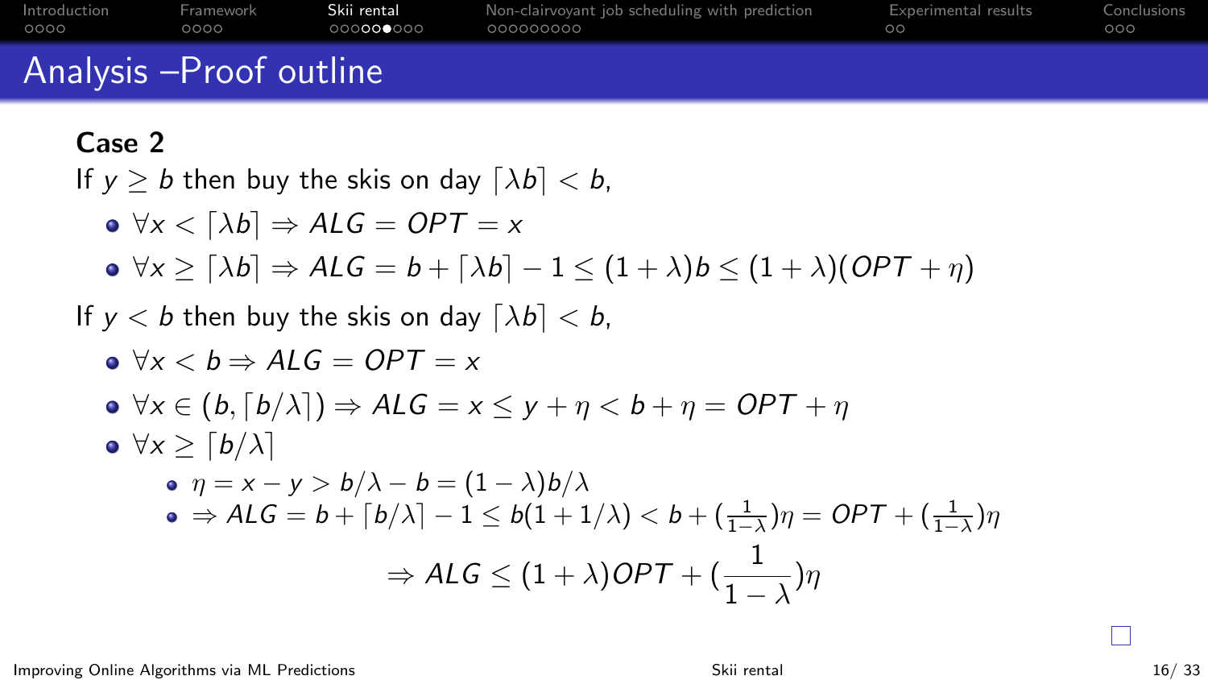## Analysis –Proof outline

**Case 2**

If $y \geq b$ then buy the skis on day $\lceil \lambda b \rceil < b$,

- $\forall x < \lceil \lambda b \rceil \Rightarrow ALG = OPT = x$
- $\forall x \geq \lceil \lambda b \rceil \Rightarrow ALG = b + \lceil \lambda b \rceil - 1 \leq (1+\lambda)b \leq (1+\lambda)(OPT + \eta)$

If $y < b$ then buy the skis on day $\lceil \lambda b \rceil < b$,

- $\forall x < b \Rightarrow ALG = OPT = x$
- $\forall x \in (b, \lceil b/\lambda \rceil) \Rightarrow ALG = x \leq y + \eta < b + \eta = OPT + \eta$
- $\forall x \geq \lceil b/\lambda \rceil$
  - $\eta = x - y > b/\lambda - b = (1-\lambda)b/\lambda$
  - $\Rightarrow ALG = b + \lceil b/\lambda \rceil - 1 \leq b(1 + 1/\lambda) < b + (\frac{1}{1-\lambda})\eta = OPT + (\frac{1}{1-\lambda})\eta$

$$\Rightarrow ALG \leq (1+\lambda)OPT + (\frac{1}{1-\lambda})\eta$$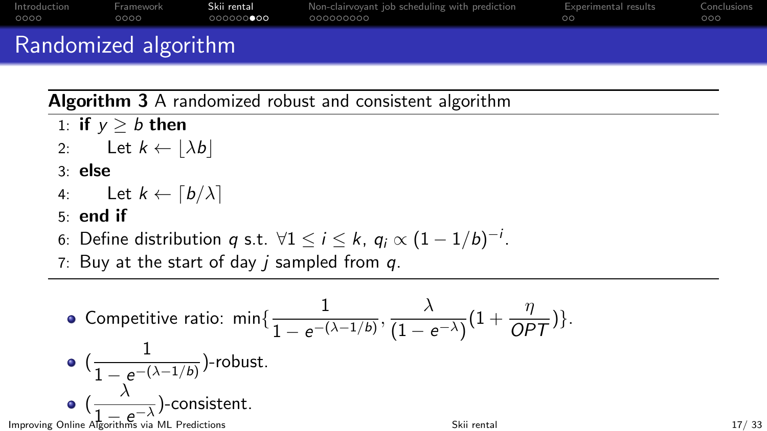# Randomized algorithm

**Algorithm 3** A randomized robust and consistent algorithm

1: **if** $y \geq b$ **then**
2: Let $k \leftarrow \lfloor \lambda b \rfloor$
3: **else**
4: Let $k \leftarrow \lceil b/\lambda \rceil$
5: **end if**
6: Define distribution $q$ s.t. $\forall 1 \leq i \leq k$, $q_i \propto (1 - 1/b)^{-i}$.
7: Buy at the start of day $j$ sampled from $q$.

- Competitive ratio: $\min\{\frac{1}{1 - e^{-(\lambda - 1/b)}}, \frac{\lambda}{(1 - e^{-\lambda})}(1 + \frac{\eta}{OPT})\}$.
- $(\frac{1}{1 - e^{-(\lambda - 1/b)}})$-robust.
- $(\frac{\lambda}{1 - e^{-\lambda}})$-consistent.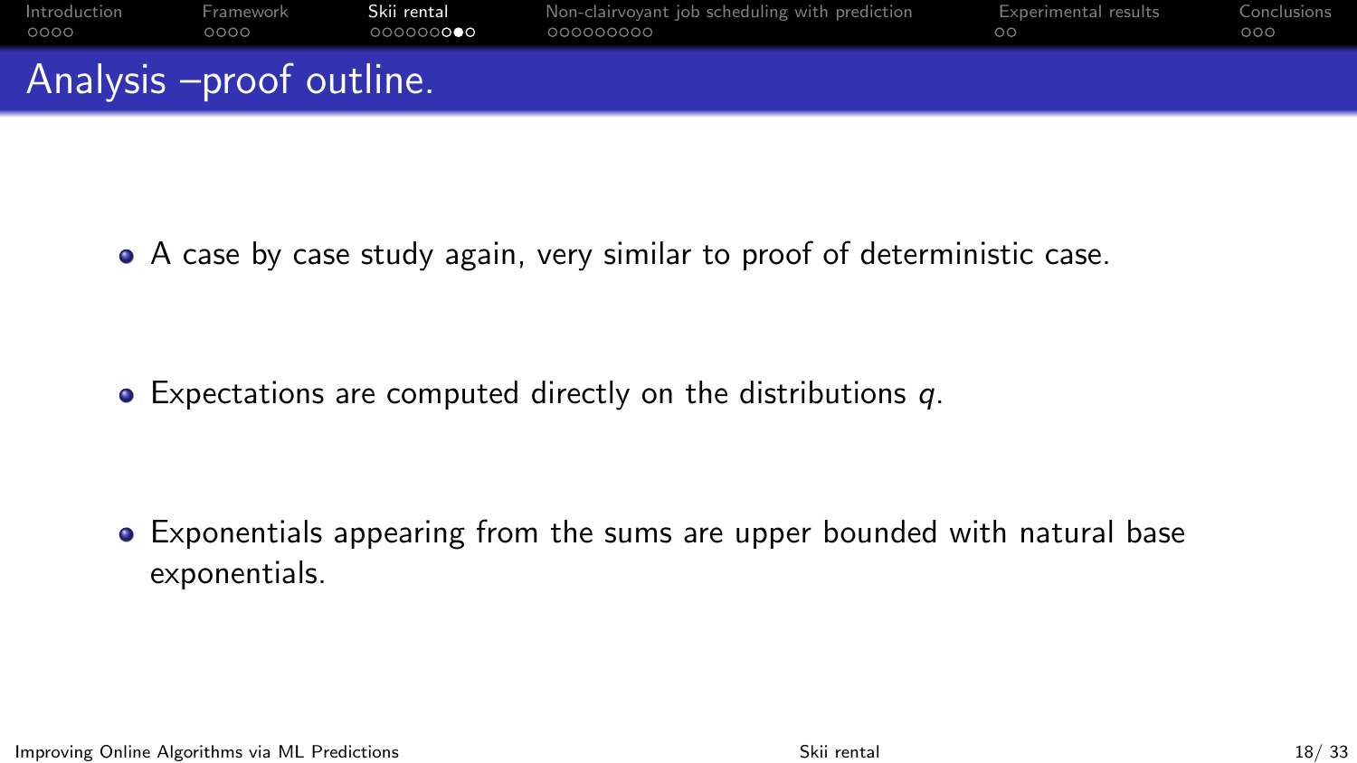# Analysis –proof outline.

- A case by case study again, very similar to proof of deterministic case.
- Expectations are computed directly on the distributions $q$.
- Exponentials appearing from the sums are upper bounded with natural base exponentials.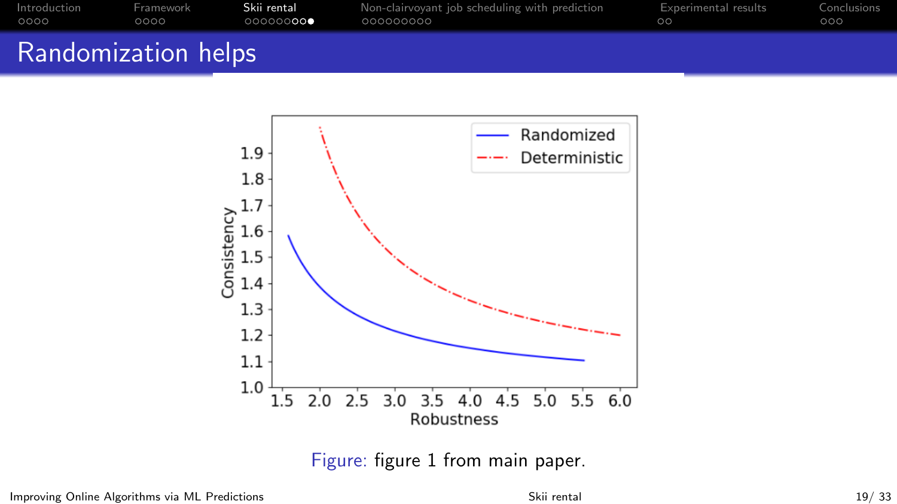# Randomization helps

Figure: figure 1 from main paper.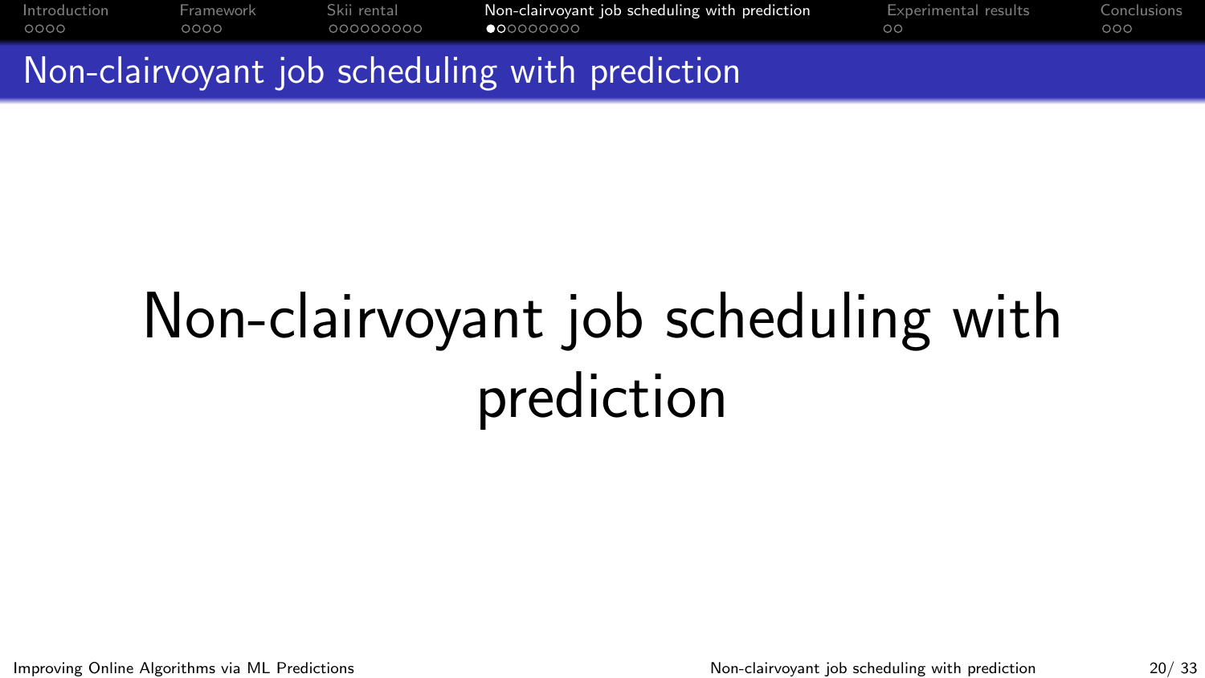# Non-clairvoyant job scheduling with prediction

Non-clairvoyant job scheduling with prediction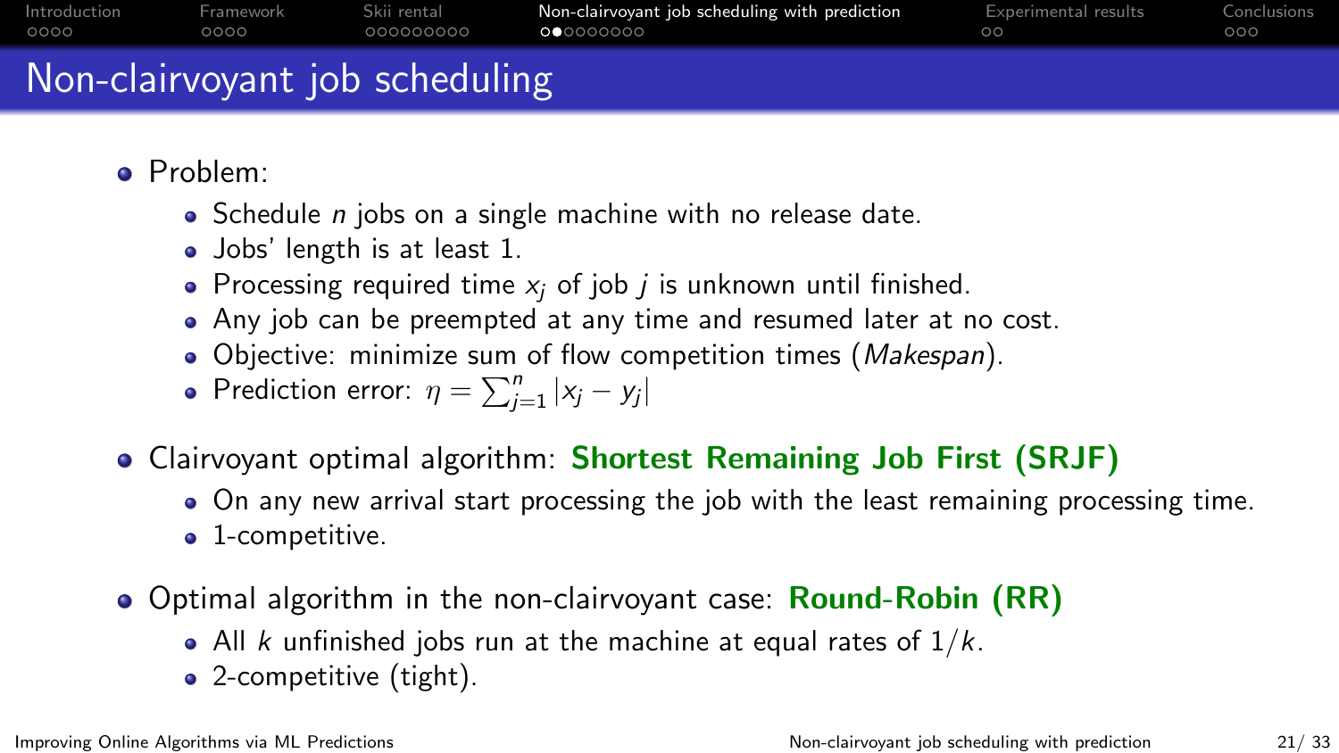# Non-clairvoyant job scheduling

- Problem:
  - Schedule $n$ jobs on a single machine with no release date.
  - Jobs' length is at least 1.
  - Processing required time $x_j$ of job $j$ is unknown until finished.
  - Any job can be preempted at any time and resumed later at no cost.
  - Objective: minimize sum of flow competition times (*Makespan*).
  - Prediction error: $\eta = \sum_{j=1}^{n} |x_j - y_j|$
- Clairvoyant optimal algorithm: **Shortest Remaining Job First (SRJF)**
  - On any new arrival start processing the job with the least remaining processing time.
  - 1-competitive.
- Optimal algorithm in the non-clairvoyant case: **Round-Robin (RR)**
  - All $k$ unfinished jobs run at the machine at equal rates of $1/k$.
  - 2-competitive (tight).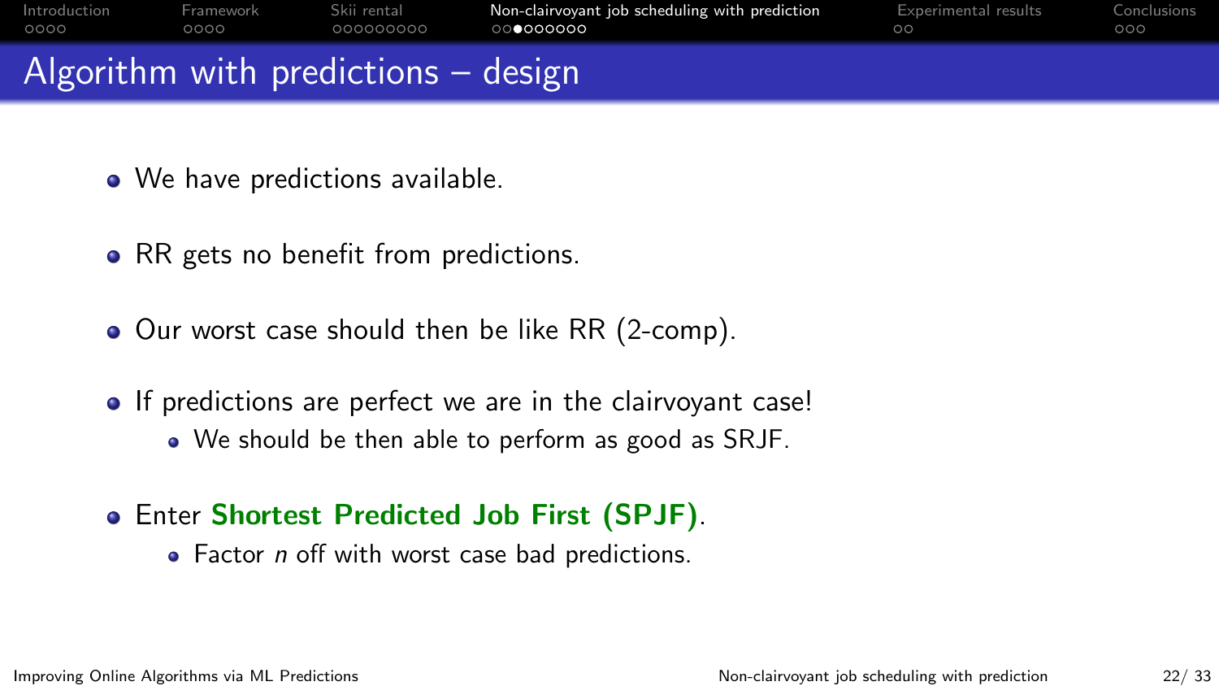# Algorithm with predictions – design

- We have predictions available.
- RR gets no benefit from predictions.
- Our worst case should then be like RR (2-comp).
- If predictions are perfect we are in the clairvoyant case!
  - We should be then able to perform as good as SRJF.
- Enter **Shortest Predicted Job First (SPJF)**.
  - Factor $n$ off with worst case bad predictions.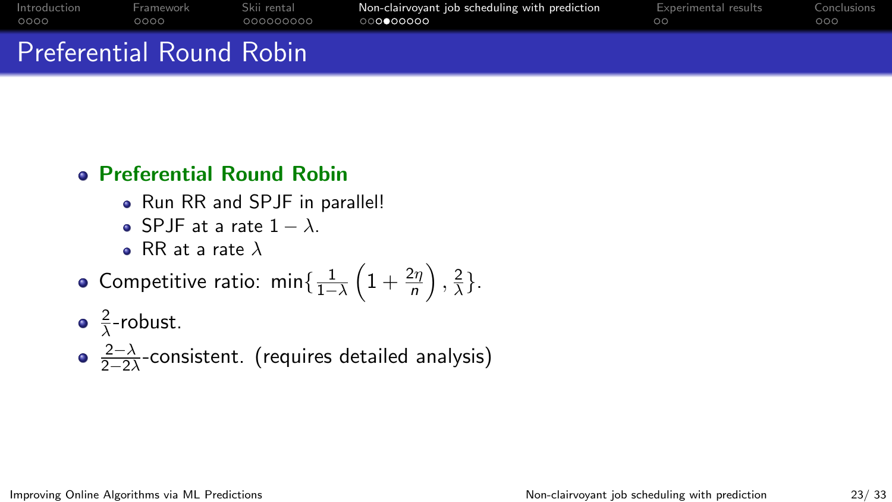# Preferential Round Robin

- **Preferential Round Robin**
  - Run RR and SPJF in parallel!
  - SPJF at a rate $1 - \lambda$.
  - RR at a rate $\lambda$
- Competitive ratio: $\min\{\frac{1}{1-\lambda}\left(1 + \frac{2\eta}{n}\right), \frac{2}{\lambda}\}$.
- $\frac{2}{\lambda}$-robust.
- $\frac{2-\lambda}{2-2\lambda}$-consistent. (requires detailed analysis)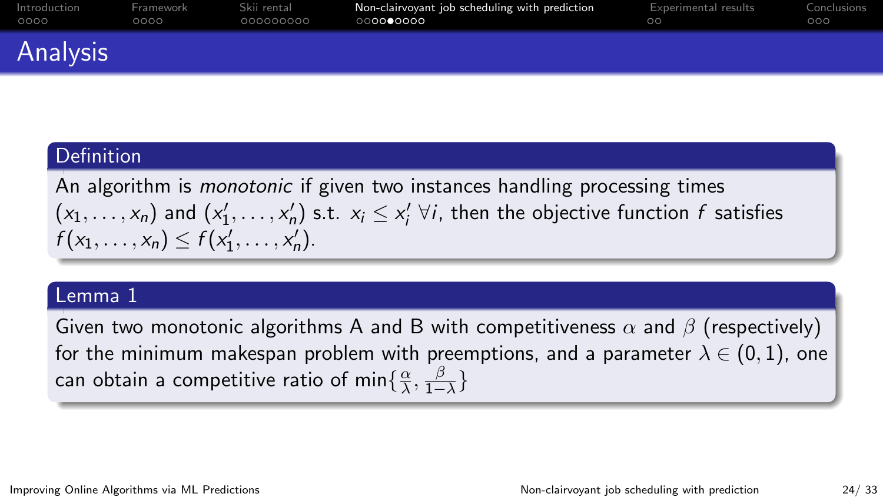# Analysis

### Definition

An algorithm is *monotonic* if given two instances handling processing times $(x_1, \ldots, x_n)$ and $(x'_1, \ldots, x'_n)$ s.t. $x_i \leq x'_i \; \forall i$, then the objective function $f$ satisfies $f(x_1, \ldots, x_n) \leq f(x'_1, \ldots, x'_n)$.

### Lemma 1

Given two monotonic algorithms A and B with competitiveness $\alpha$ and $\beta$ (respectively) for the minimum makespan problem with preemptions, and a parameter $\lambda \in (0, 1)$, one can obtain a competitive ratio of $\min\{\frac{\alpha}{\lambda}, \frac{\beta}{1-\lambda}\}$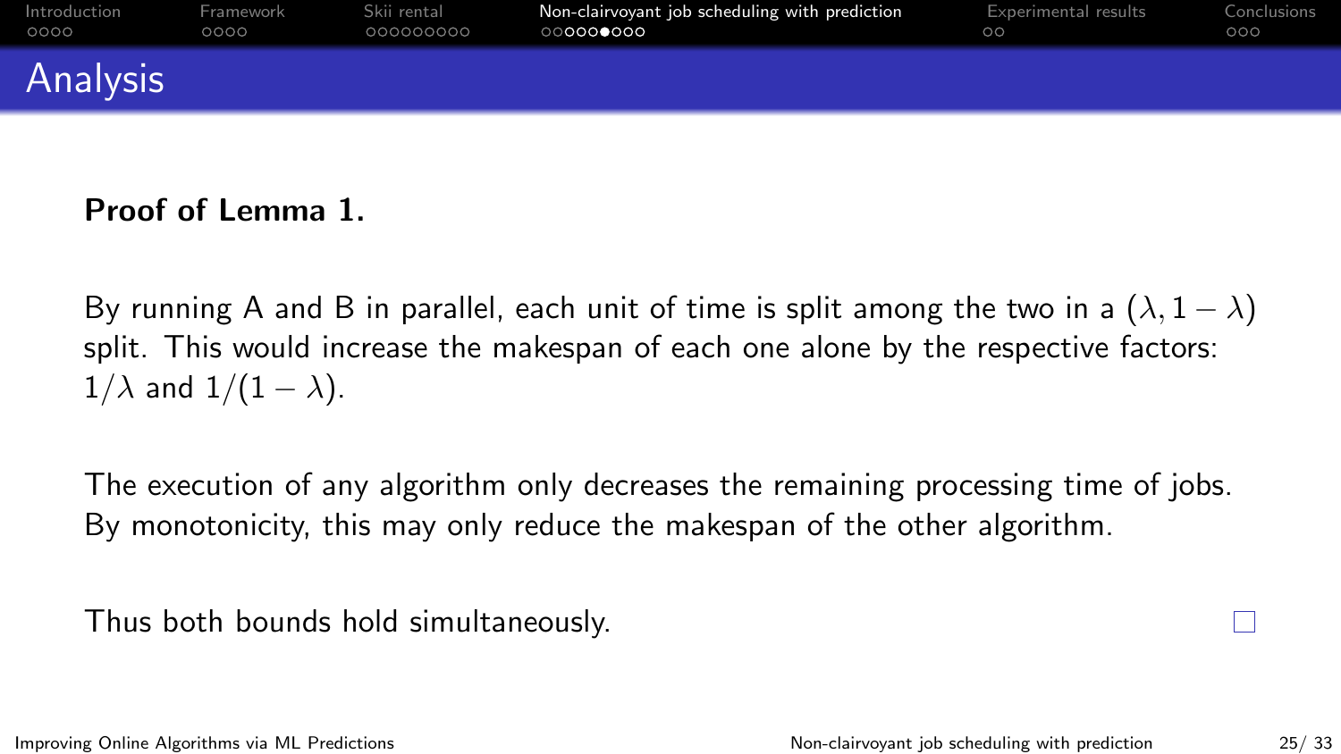## Analysis

**Proof of Lemma 1.**

By running A and B in parallel, each unit of time is split among the two in a $(\lambda, 1-\lambda)$ split. This would increase the makespan of each one alone by the respective factors: $1/\lambda$ and $1/(1-\lambda)$.

The execution of any algorithm only decreases the remaining processing time of jobs. By monotonicity, this may only reduce the makespan of the other algorithm.

Thus both bounds hold simultaneously. $\square$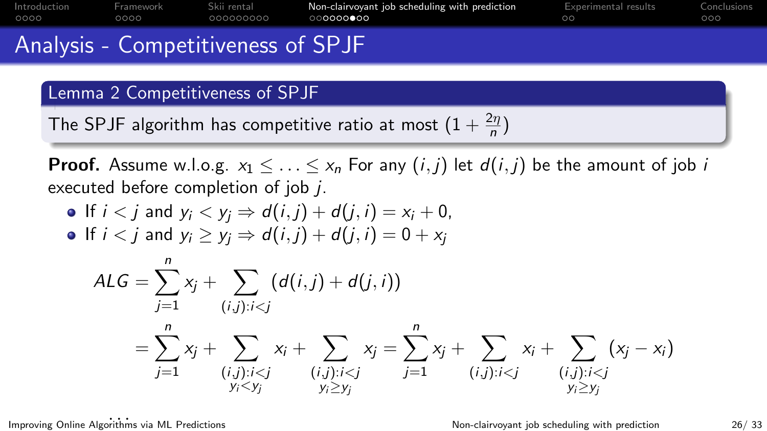## Analysis - Competitiveness of SPJF

**Lemma 2 Competitiveness of SPJF**

The SPJF algorithm has competitive ratio at most $(1 + \frac{2\eta}{n})$

**Proof.** Assume w.l.o.g. $x_1 \leq \ldots \leq x_n$ For any $(i, j)$ let $d(i, j)$ be the amount of job $i$ executed before completion of job $j$.

- If $i < j$ and $y_i < y_j \Rightarrow d(i,j) + d(j,i) = x_i + 0$,
- If $i < j$ and $y_i \geq y_j \Rightarrow d(i,j) + d(j,i) = 0 + x_j$

$$
\begin{aligned}
ALG &= \sum_{j=1}^{n} x_j + \sum_{(i,j):i<j} (d(i,j) + d(j,i)) \\
&= \sum_{j=1}^{n} x_j + \sum_{\substack{(i,j):i<j \\ y_i<y_j}} x_i + \sum_{\substack{(i,j):i<j \\ y_i \geq y_j}} x_j = \sum_{j=1}^{n} x_j + \sum_{(i,j):i<j} x_i + \sum_{\substack{(i,j):i<j \\ y_i \geq y_j}} (x_j - x_i)
\end{aligned}
$$

...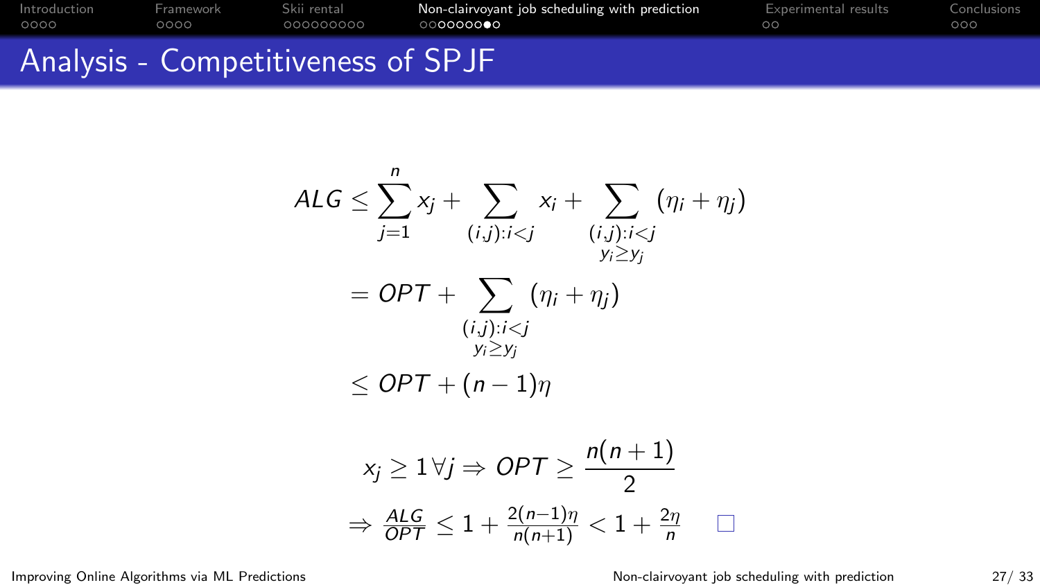# Analysis - Competitiveness of SPJF

$$
\begin{aligned}
ALG &\leq \sum_{j=1}^{n} x_j + \sum_{(i,j):i<j} x_i + \sum_{\substack{(i,j):i<j \\ y_i \geq y_j}} (\eta_i + \eta_j) \\
&= OPT + \sum_{\substack{(i,j):i<j \\ y_i \geq y_j}} (\eta_i + \eta_j) \\
&\leq OPT + (n-1)\eta
\end{aligned}
$$

$$
x_j \geq 1 \, \forall j \Rightarrow OPT \geq \frac{n(n+1)}{2}
$$

$$
\Rightarrow \frac{ALG}{OPT} \leq 1 + \frac{2(n-1)\eta}{n(n+1)} < 1 + \frac{2\eta}{n} \quad \square
$$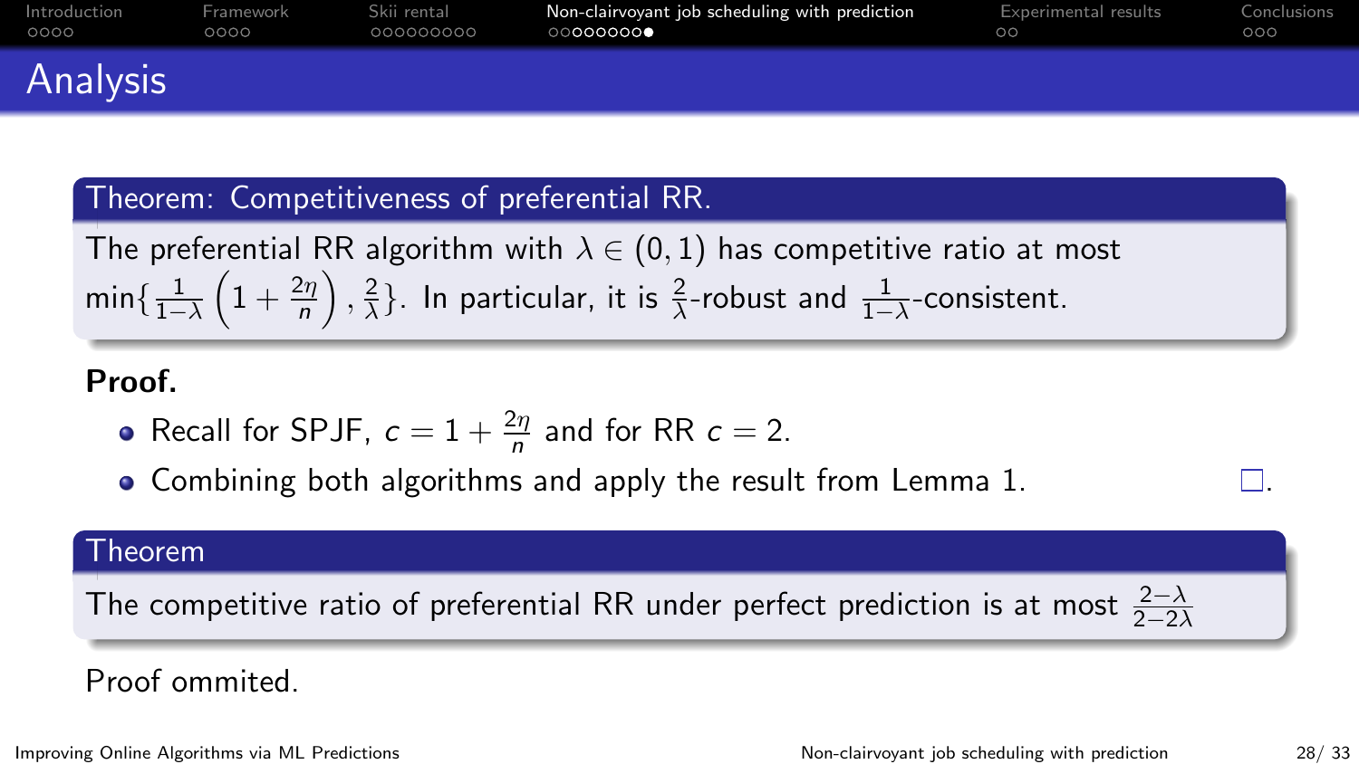## Analysis

**Theorem: Competitiveness of preferential RR.**

The preferential RR algorithm with $\lambda \in (0, 1)$ has competitive ratio at most $\min\{\frac{1}{1-\lambda}\left(1 + \frac{2\eta}{n}\right), \frac{2}{\lambda}\}$. In particular, it is $\frac{2}{\lambda}$-robust and $\frac{1}{1-\lambda}$-consistent.

**Proof.**

- Recall for SPJF, $c = 1 + \frac{2\eta}{n}$ and for RR $c = 2$.
- Combining both algorithms and apply the result from Lemma 1. □.

**Theorem**

The competitive ratio of preferential RR under perfect prediction is at most $\frac{2-\lambda}{2-2\lambda}$

Proof ommited.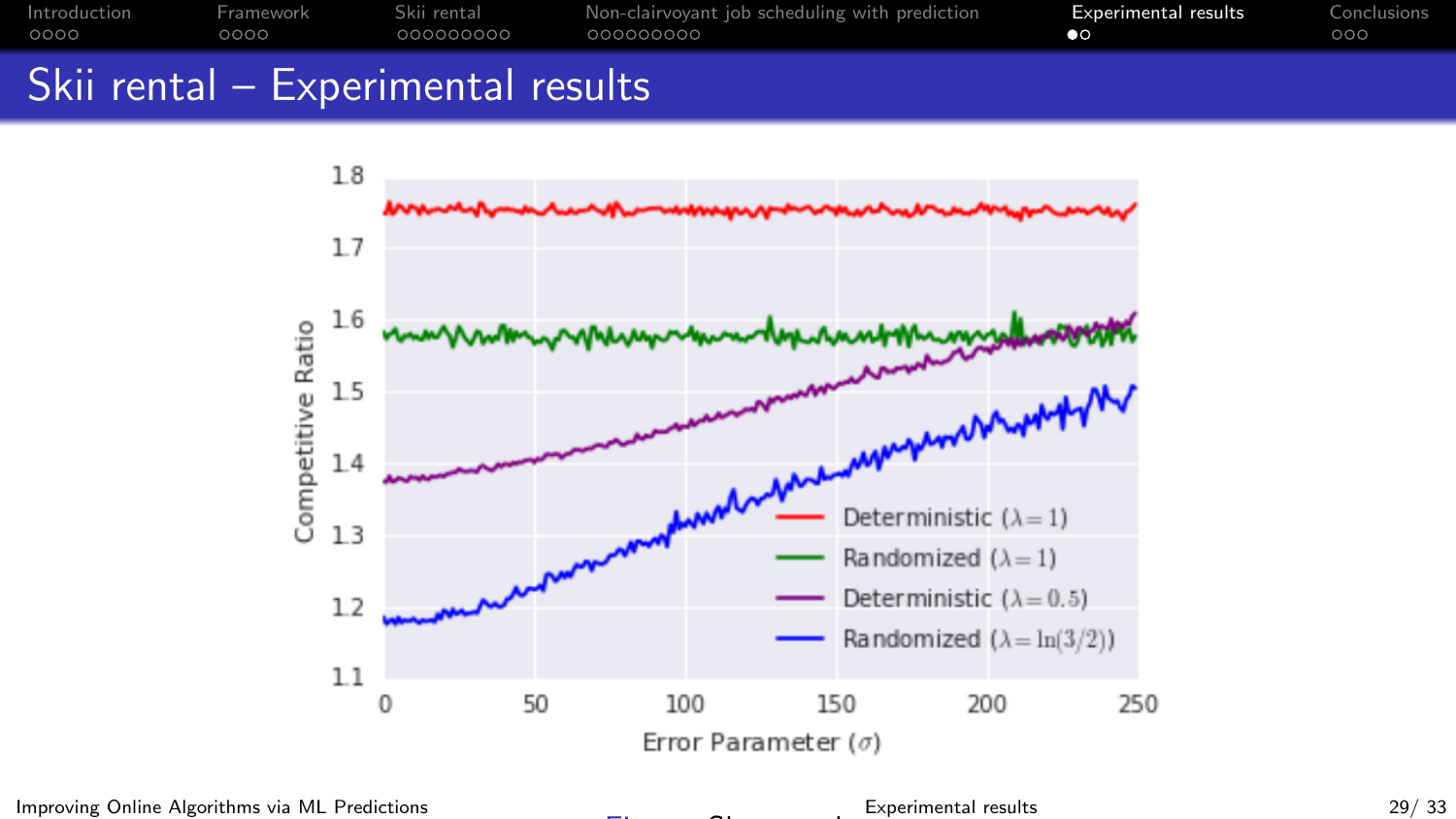# Skii rental – Experimental results

Competitive Ratio

1.8, 1.7, 1.6, 1.5, 1.4, 1.3, 1.2, 1.1

Error Parameter ($\sigma$)

0, 50, 100, 150, 200, 250

- Deterministic ($\lambda = 1$)
- Randomized ($\lambda = 1$)
- Deterministic ($\lambda = 0.5$)
- Randomized ($\lambda = \ln(3/2)$)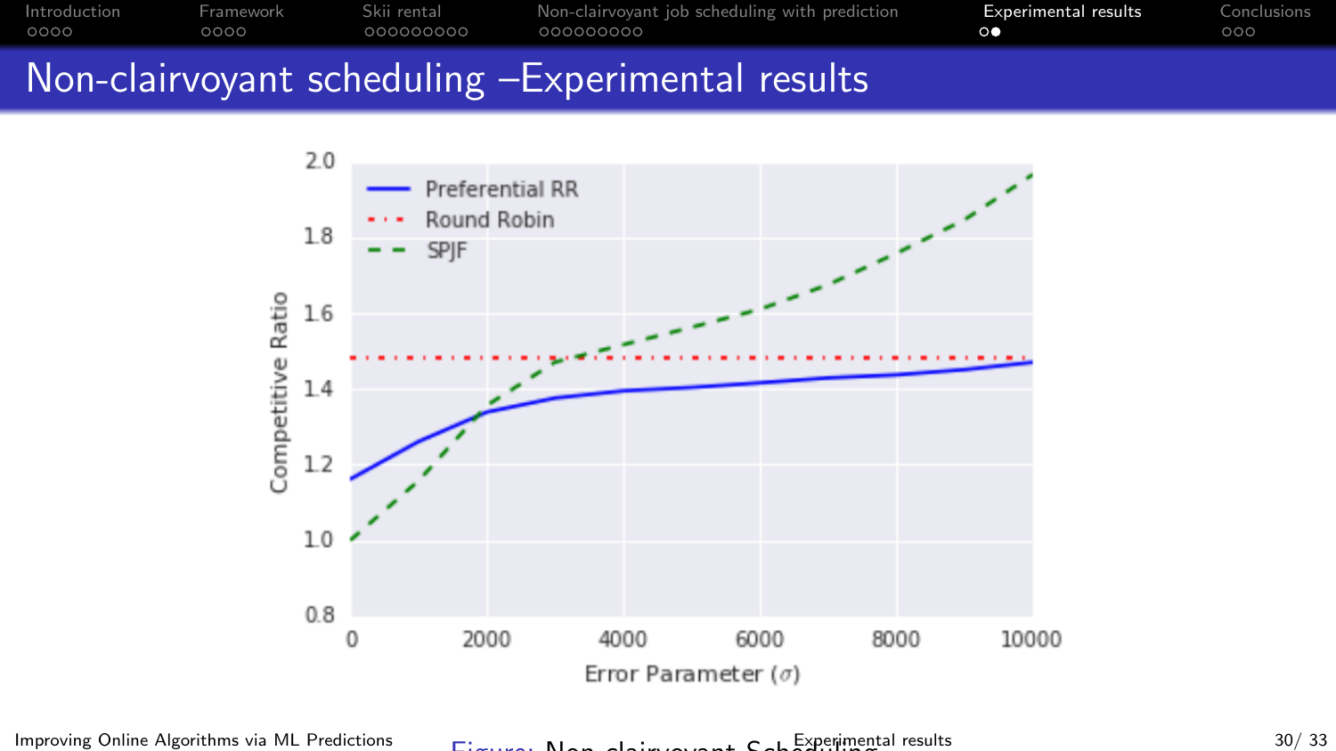# Non-clairvoyant scheduling –Experimental results

Figure: Non-clairvoyant Scheduling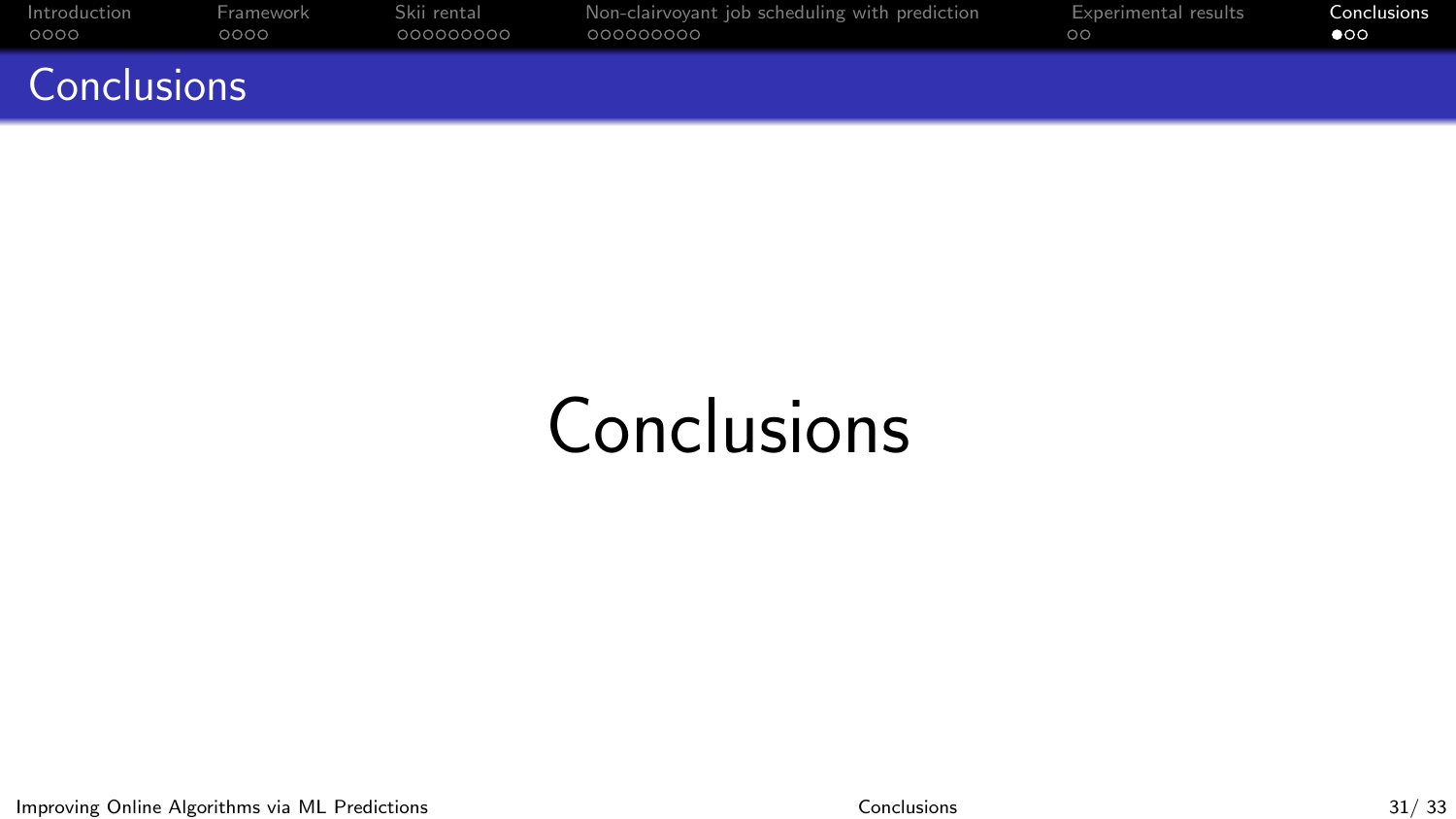# Conclusions

Conclusions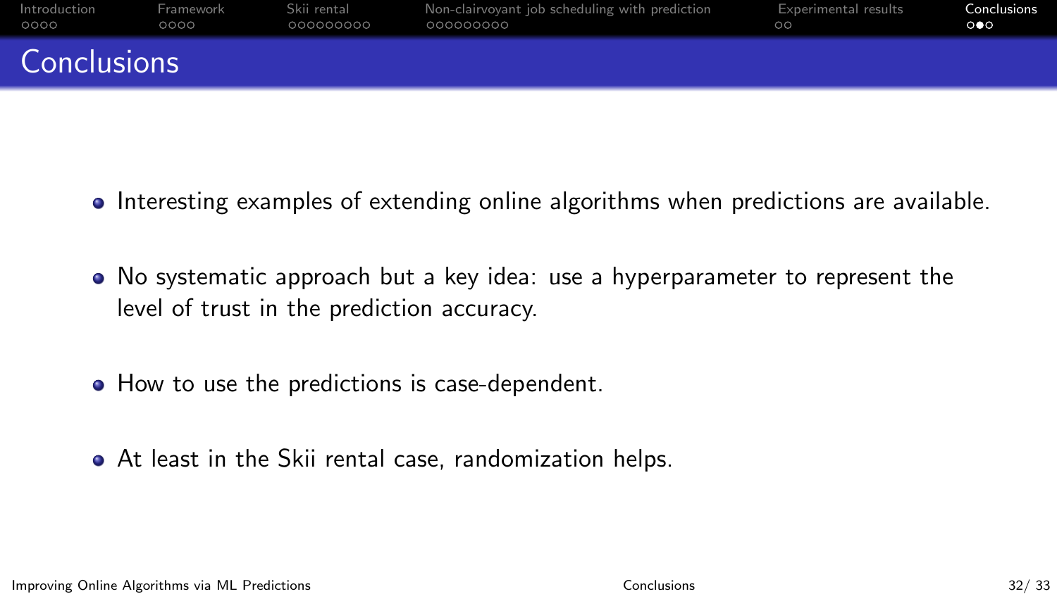# Conclusions

- Interesting examples of extending online algorithms when predictions are available.
- No systematic approach but a key idea: use a hyperparameter to represent the level of trust in the prediction accuracy.
- How to use the predictions is case-dependent.
- At least in the Skii rental case, randomization helps.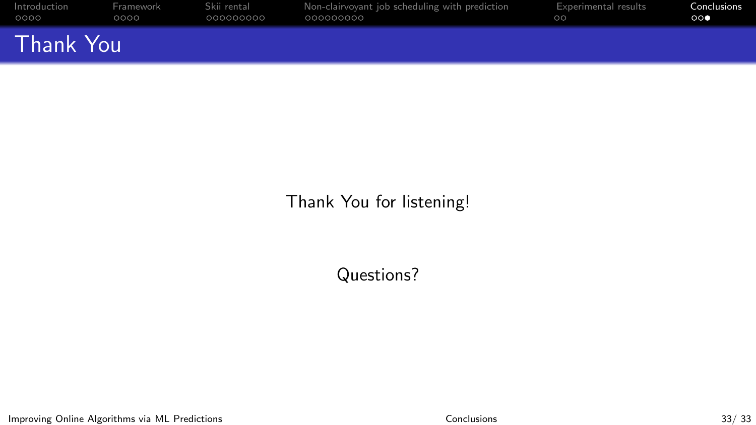# Thank You

Thank You for listening!

Questions?